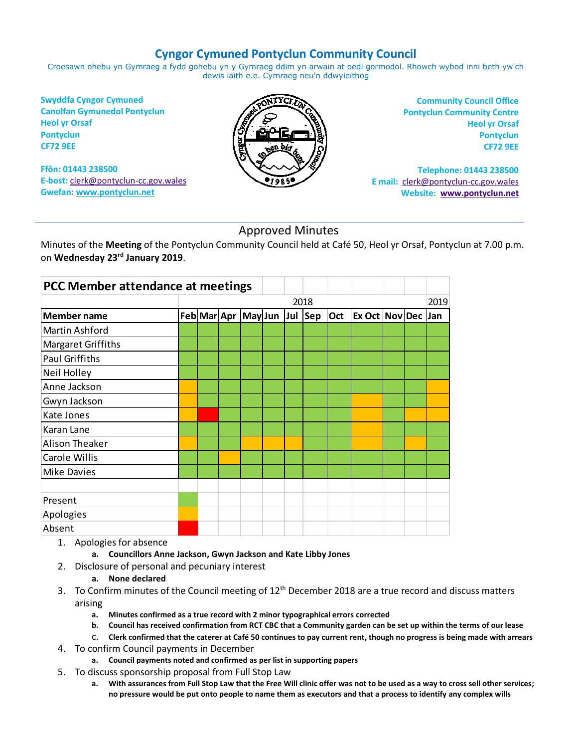# Cyngor Cymuned Pontyclun Community Council

Croesawn ohebu yn Gymraeg a fydd gohebu yn y Gymraeg ddim yn arwain at oedi gormodol. Rhowch wybod inni beth yw'ch dewis iaith e.e. Cymraeg neu'n ddwyieithog

**Swyddfa Cyngor Cymuned**
**Canolfan Gymunedol Pontyclun**
**Heol yr Orsaf**
**Pontyclun**
**CF72 9EE**

**Ffôn: 01443 238500**
**E-bost:** clerk@pontyclun-cc.gov.wales
**Gwefan:** www.pontyclun.net

**Community Council Office**
**Pontyclun Community Centre**
**Heol yr Orsaf**
**Pontyclun**
**CF72 9EE**

**Telephone: 01443 238500**
**E mail:** clerk@pontyclun-cc.gov.wales
**Website: www.pontyclun.net**

## Approved Minutes

Minutes of the **Meeting** of the Pontyclun Community Council held at Café 50, Heol yr Orsaf, Pontyclun at 7.00 p.m. on **Wednesday 23rd January 2019**.

**PCC Member attendance at meetings**

(P = Present, A = Apologies, X = Absent)

| | 2018 | | | | | | | | | | | 2019 |
|---|---|---|---|---|---|---|---|---|---|---|---|---|
| **Member name** | **Feb** | **Mar** | **Apr** | **May** | **Jun** | **Jul** | **Sep** | **Oct** | **Ex Oct** | **Nov** | **Dec** | **Jan** |
| Martin Ashford | P | P | P | P | P | P | P | P | P | P | P | P |
| Margaret Griffiths | P | P | P | P | P | P | P | P | P | P | P | P |
| Paul Griffiths | P | P | P | P | P | P | P | P | P | P | P | P |
| Neil Holley | P | P | P | P | P | P | P | P | P | P | P | P |
| Anne Jackson | A | P | P | P | P | P | P | P | P | P | P | A |
| Gwyn Jackson | A | P | P | P | P | P | P | P | A | P | P | A |
| Kate Jones | A | X | P | P | P | P | P | P | A | P | A | A |
| Karan Lane | P | P | P | P | P | P | P | P | A | P | P | P |
| Alison Theaker | A | P | P | A | A | A | P | P | A | P | A | P |
| Carole Willis | P | P | A | P | P | P | P | P | P | P | P | P |
| Mike Davies | P | P | P | P | P | P | P | P | P | P | P | P |

Key: Present (green), Apologies (orange), Absent (red)

1. Apologies for absence
   a. **Councillors Anne Jackson, Gwyn Jackson and Kate Libby Jones**
2. Disclosure of personal and pecuniary interest
   a. **None declared**
3. To Confirm minutes of the Council meeting of 12th December 2018 are a true record and discuss matters arising
   a. **Minutes confirmed as a true record with 2 minor typographical errors corrected**
   b. **Council has received confirmation from RCT CBC that a Community garden can be set up within the terms of our lease**
   c. **Clerk confirmed that the caterer at Café 50 continues to pay current rent, though no progress is being made with arrears**
4. To confirm Council payments in December
   a. **Council payments noted and confirmed as per list in supporting papers**
5. To discuss sponsorship proposal from Full Stop Law
   a. **With assurances from Full Stop Law that the Free Will clinic offer was not to be used as a way to cross sell other services; no pressure would be put onto people to name them as executors and that a process to identify any complex wills**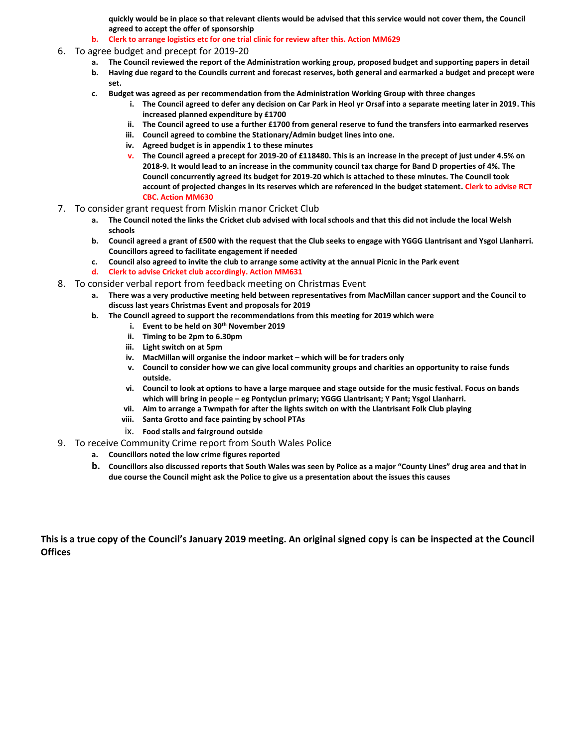**quickly would be in place so that relevant clients would be advised that this service would not cover them, the Council agreed to accept the offer of sponsorship**

   b. **Clerk to arrange logistics etc for one trial clinic for review after this. Action MM629**

6. To agree budget and precept for 2019-20
   a. **The Council reviewed the report of the Administration working group, proposed budget and supporting papers in detail**
   b. **Having due regard to the Councils current and forecast reserves, both general and earmarked a budget and precept were set.**
   c. **Budget was agreed as per recommendation from the Administration Working Group with three changes**
      i. **The Council agreed to defer any decision on Car Park in Heol yr Orsaf into a separate meeting later in 2019. This increased planned expenditure by £1700**
      ii. **The Council agreed to use a further £1700 from general reserve to fund the transfers into earmarked reserves**
      iii. **Council agreed to combine the Stationary/Admin budget lines into one.**
      iv. **Agreed budget is in appendix 1 to these minutes**
      v. **The Council agreed a precept for 2019-20 of £118480. This is an increase in the precept of just under 4.5% on 2018-9. It would lead to an increase in the community council tax charge for Band D properties of 4%. The Council concurrently agreed its budget for 2019-20 which is attached to these minutes. The Council took account of projected changes in its reserves which are referenced in the budget statement. Clerk to advise RCT CBC. Action MM630**

7. To consider grant request from Miskin manor Cricket Club
   a. **The Council noted the links the Cricket club advised with local schools and that this did not include the local Welsh schools**
   b. **Council agreed a grant of £500 with the request that the Club seeks to engage with YGGG Llantrisant and Ysgol Llanharri. Councillors agreed to facilitate engagement if needed**
   c. **Council also agreed to invite the club to arrange some activity at the annual Picnic in the Park event**
   d. **Clerk to advise Cricket club accordingly. Action MM631**

8. To consider verbal report from feedback meeting on Christmas Event
   a. **There was a very productive meeting held between representatives from MacMillan cancer support and the Council to discuss last years Christmas Event and proposals for 2019**
   b. **The Council agreed to support the recommendations from this meeting for 2019 which were**
      i. **Event to be held on 30th November 2019**
      ii. **Timing to be 2pm to 6.30pm**
      iii. **Light switch on at 5pm**
      iv. **MacMillan will organise the indoor market – which will be for traders only**
      v. **Council to consider how we can give local community groups and charities an opportunity to raise funds outside.**
      vi. **Council to look at options to have a large marquee and stage outside for the music festival. Focus on bands which will bring in people – eg Pontyclun primary; YGGG Llantrisant; Y Pant; Ysgol Llanharri.**
      vii. **Aim to arrange a Twmpath for after the lights switch on with the Llantrisant Folk Club playing**
      viii. **Santa Grotto and face painting by school PTAs**
      ix. **Food stalls and fairground outside**

9. To receive Community Crime report from South Wales Police
   a. **Councillors noted the low crime figures reported**
   b. **Councillors also discussed reports that South Wales was seen by Police as a major "County Lines" drug area and that in due course the Council might ask the Police to give us a presentation about the issues this causes**

**This is a true copy of the Council's January 2019 meeting. An original signed copy is can be inspected at the Council Offices**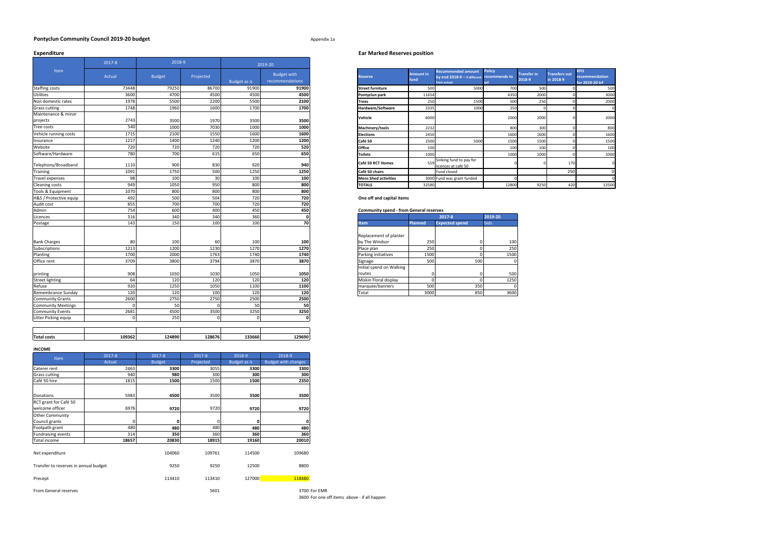## Pontyclun Community Council 2019-20 budget

Appendix 1a

### Expenditure

| Item | 2017-8 | 2018-9 | | 2019-20 | |
|---|---|---|---|---|---|
| | Actual | Budget | Projected | Budget as is | Budget with recommendations |
| Staffing costs | 73448 | 79250 | 86700 | 91900 | **91900** |
| Utilities | 3600 | 4700 | 4500 | 4500 | **4500** |
| Non domestic rates | 1978 | 5500 | 2200 | 5500 | **2100** |
| Grass cutting | 1748 | 1960 | 1600 | 1700 | **1700** |
| Maintenance & minor projects | 2743 | 3500 | 1970 | 3500 | **3500** |
| Tree costs | 540 | 1000 | 7030 | 1000 | **1000** |
| Vehicle running costs | 1715 | 2100 | 1550 | 1600 | **1600** |
| Insurance | 1217 | 1400 | 1240 | 1200 | **1200** |
| Website | 720 | 720 | 720 | 720 | **520** |
| Software/Hardware | 780 | 700 | 615 | 650 | **650** |
| Telephony/Broadband | 1110 | 900 | 830 | 920 | **940** |
| Training | 1091 | 1750 | 500 | 1250 | **1250** |
| Travel expenses | 98 | 100 | 30 | 100 | **100** |
| Cleaning costs | 949 | 1050 | 950 | 800 | **800** |
| Tools & Equipment | 1070 | 800 | 800 | 800 | **800** |
| H&S / Protective equip | 492 | 500 | 504 | 720 | **720** |
| Audit cost | 855 | 700 | 700 | 720 | **720** |
| Admin | 754 | 600 | 400 | 450 | **450** |
| Licences | 316 | 340 | 340 | 360 | **0** |
| Postage | 143 | 150 | 100 | 100 | **70** |
| Bank Charges | 80 | 100 | 60 | 100 | **100** |
| Subscriptions | 1213 | 1200 | 1230 | 1270 | **1270** |
| Planting | 1700 | 2000 | 1763 | 1740 | **1740** |
| Office rent | 3709 | 3800 | 3794 | 3870 | **3870** |
| printing | 908 | 1030 | 1030 | 1050 | **1050** |
| Street lighting | 64 | 120 | 120 | 120 | **120** |
| Refuse | 920 | 1250 | 1050 | 1100 | **1100** |
| Remembrance Sunday | 120 | 120 | 100 | 120 | **120** |
| Community Grants | 2600 | 2750 | 2750 | 2500 | **2500** |
| Community Meetings | 0 | 50 | 0 | 50 | **50** |
| Community Events | 2681 | 4500 | 3500 | 3250 | **3250** |
| Litter Picking equip | 0 | 250 | 0 | 0 | **0** |
| **Total costs** | **109362** | **124890** | **128676** | **133660** | **129690** |

### INCOME

| Item | 2017-8 | 2017-8 | 2017-8 | 2018-9 | 2018-9 |
|---|---|---|---|---|---|
| | Actual | Budget | Projected | Budget as is | Budget with changes |
| Caterer rent | 2463 | **3300** | 3055 | **3300** | **3300** |
| Grass cutting | 940 | **980** | 300 | **300** | **300** |
| Café 50 hire | 1815 | **1500** | 1500 | **1500** | **2350** |
| Donations | 5983 | **4500** | 3500 | **3500** | **3500** |
| RCT grant for Café 50 welcome officer | 6976 | **9720** | 9720 | **9720** | **9720** |
| Other Community Council grants | 0 | **0** | 0 | **0** | **0** |
| Footpath grant | 480 | **480** | 480 | **480** | **480** |
| Fundraising events | 314 | **350** | 360 | **360** | **360** |
| Total income | **18657** | **20830** | **18915** | **19160** | **20010** |
| Net expenditure | | 104060 | 109761 | 114500 | 109680 |
| Transfer to reserves in annual budget | | 9250 | 9250 | 12500 | 8800 |
| Precept | | 113410 | 113410 | 127000 | 118480 |
| From General reserves | | | 5601 | | |

3700 For EMR
3600 For one off items above - if all happen

### Ear Marked Reserves position

| Reserve | Amount in fund | Recommended amount by end 2018-9 – if different from actual | Policy recommends to trf | Transfer in 2018-9 | Transfers out in 2018-9 | RFO recommendation for 2019-20 trf |
|---|---|---|---|---|---|---|
| **Street furniture** | 500 | 5000 | 700 | 500 | 0 | 500 |
| **Pontyclun park** | 11654 | | 4350 | 2000 | 0 | 3000 |
| **Trees** | 250 | 1500 | 500 | 250 | 0 | 2000 |
| **Hardware/Software** | 2335 | 1000 | 250 | 0 | 0 | 0 |
| **Vehicle** | 6000 | | 2000 | 2000 | 0 | 2000 |
| **Machinery/tools** | 2232 | | 800 | 300 | 0 | 800 |
| **Elections** | 2450 | | 1600 | 1600 | 0 | 1600 |
| **Café 50** | 2500 | 5000 | 1500 | 1500 | 0 | 1500 |
| **Office** | 100 | | 100 | 100 | 0 | 100 |
| **Toilets** | 1000 | | 1000 | 1000 | 0 | 1000 |
| **Café 50 RCT Homes** | 559 | Sinking fund to pay for licences at café 50 | 0 | 0 | 170 | 0 |
| **Café 50 chairs** | | Fund closed | | | 250 | 0 |
| **Mens Shed activities** | | 3000 Fund was grant funded | 0 | | | 0 |
| **TOTALS** | 32580 | | 12800 | 9250 | 420 | 12500 |

### One off and capital items

**Community spend - from General reserves**

| Item | 2017-8 | | 2019-20 |
|---|---|---|---|
| | Planned | Expected spend | bids |
| Replacement of planter by The Windsor | 250 | 0 | 100 |
| Place plan | 250 | 0 | 250 |
| Parking initiatives | 1500 | 0 | 1500 |
| Signage | 500 | 500 | 0 |
| Initial spend on Walking routes | 0 | 0 | 500 |
| Miskin Floral display | 0 | 0 | 1250 |
| marquee/banners | 500 | 350 | 0 |
| Total | 3000 | 850 | 3600 |